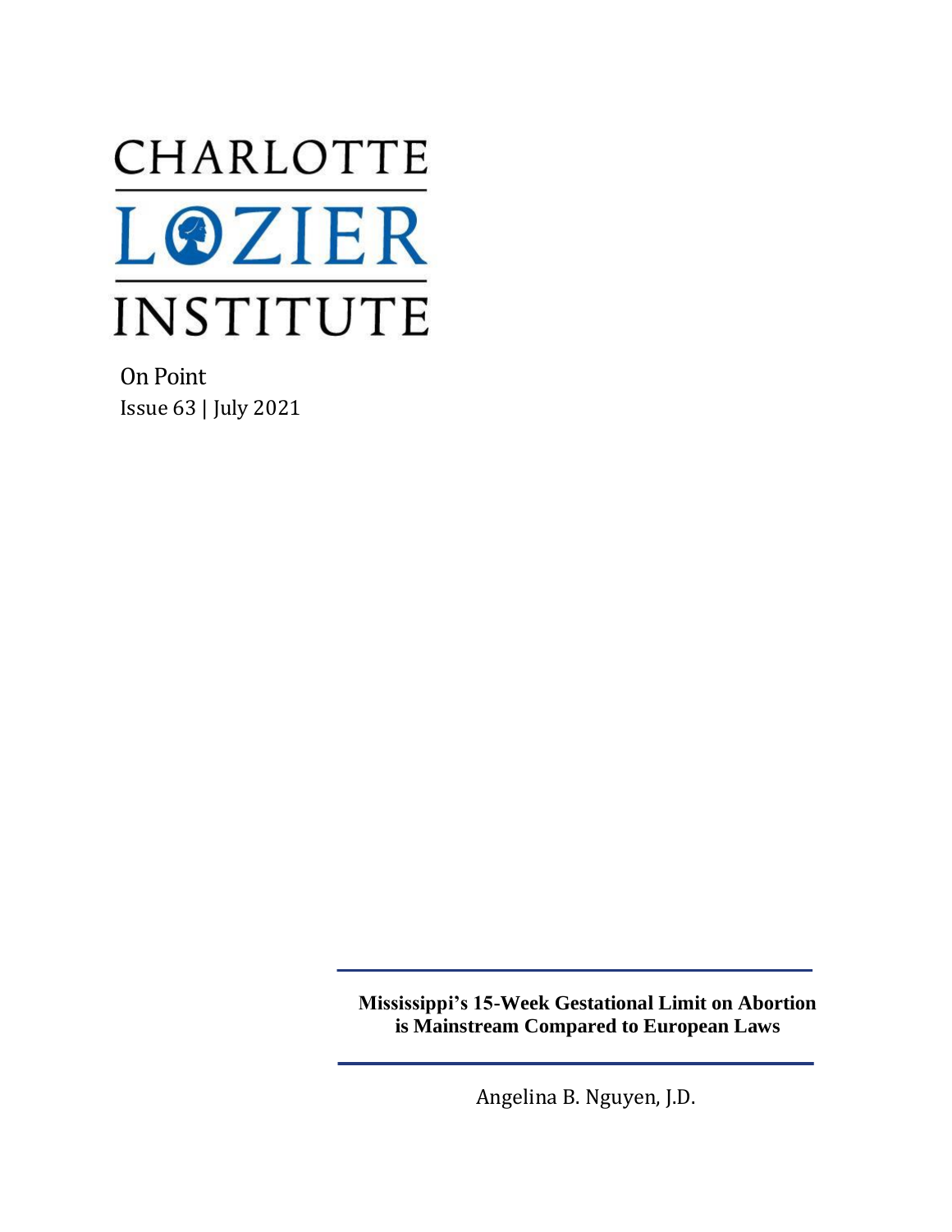# CHARLOTTE LOZIER INSTITUTE

On Point

Issue 63 | July 2021

---

**Mississippi's 15-Week Gestational Limit on Abortion is Mainstream Compared to European Laws**

---

Angelina B. Nguyen, J.D.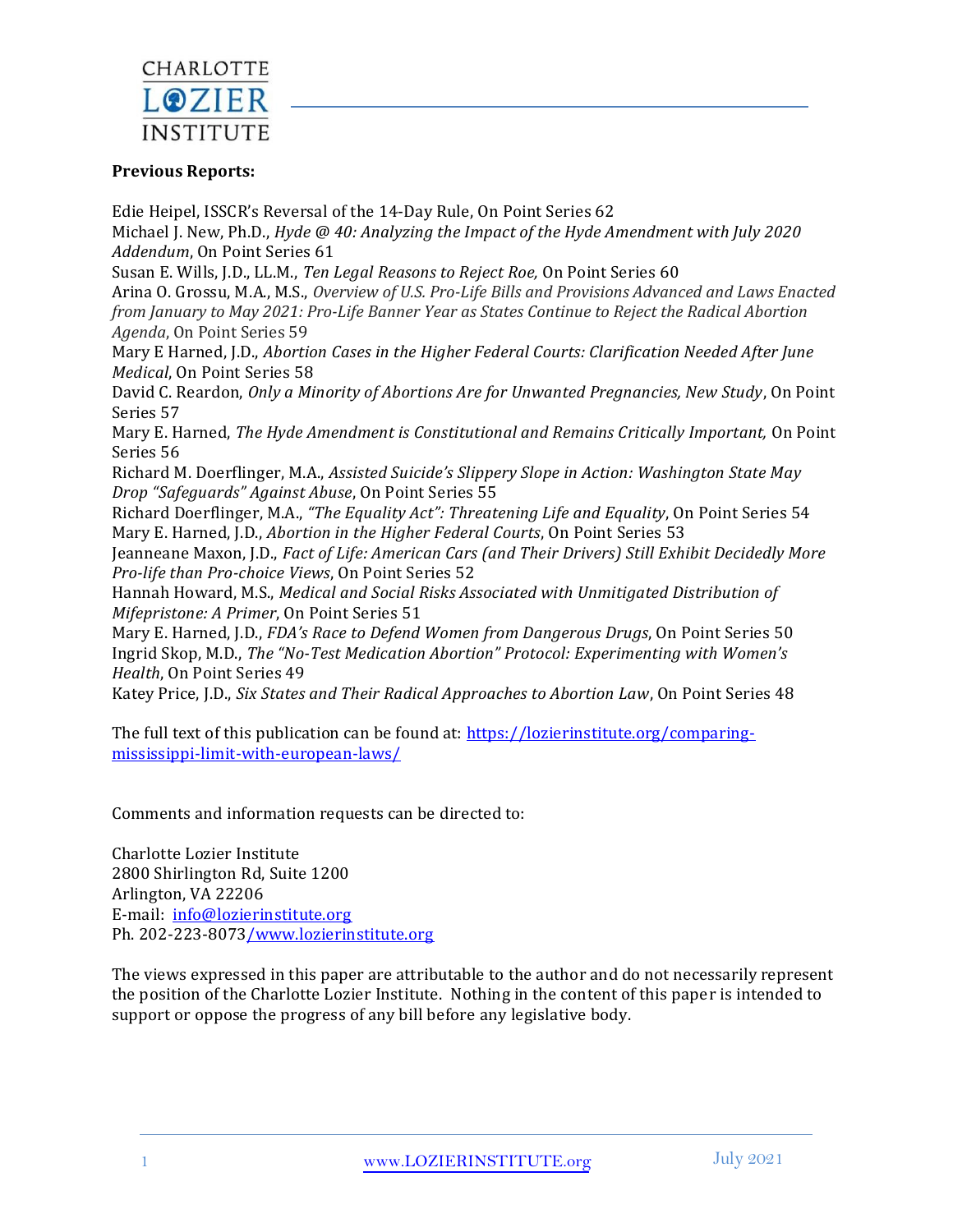**Previous Reports:**

Edie Heipel, ISSCR's Reversal of the 14-Day Rule, On Point Series 62
Michael J. New, Ph.D., *Hyde @ 40: Analyzing the Impact of the Hyde Amendment with July 2020 Addendum*, On Point Series 61
Susan E. Wills, J.D., LL.M., *Ten Legal Reasons to Reject Roe,* On Point Series 60
Arina O. Grossu, M.A., M.S., *Overview of U.S. Pro-Life Bills and Provisions Advanced and Laws Enacted from January to May 2021: Pro-Life Banner Year as States Continue to Reject the Radical Abortion Agenda*, On Point Series 59
Mary E Harned, J.D., *Abortion Cases in the Higher Federal Courts: Clarification Needed After June Medical*, On Point Series 58
David C. Reardon, *Only a Minority of Abortions Are for Unwanted Pregnancies, New Study*, On Point Series 57
Mary E. Harned, *The Hyde Amendment is Constitutional and Remains Critically Important,* On Point Series 56
Richard M. Doerflinger, M.A., *Assisted Suicide's Slippery Slope in Action: Washington State May Drop "Safeguards" Against Abuse*, On Point Series 55
Richard Doerflinger, M.A., *"The Equality Act": Threatening Life and Equality*, On Point Series 54
Mary E. Harned, J.D., *Abortion in the Higher Federal Courts*, On Point Series 53
Jeanneane Maxon, J.D., *Fact of Life: American Cars (and Their Drivers) Still Exhibit Decidedly More Pro-life than Pro-choice Views*, On Point Series 52
Hannah Howard, M.S., *Medical and Social Risks Associated with Unmitigated Distribution of Mifepristone: A Primer*, On Point Series 51
Mary E. Harned, J.D., *FDA's Race to Defend Women from Dangerous Drugs*, On Point Series 50
Ingrid Skop, M.D., *The "No-Test Medication Abortion" Protocol: Experimenting with Women's Health*, On Point Series 49
Katey Price, J.D., *Six States and Their Radical Approaches to Abortion Law*, On Point Series 48

The full text of this publication can be found at: https://lozierinstitute.org/comparing-mississippi-limit-with-european-laws/

Comments and information requests can be directed to:

Charlotte Lozier Institute
2800 Shirlington Rd, Suite 1200
Arlington, VA 22206
E-mail: info@lozierinstitute.org
Ph. 202-223-8073/www.lozierinstitute.org

The views expressed in this paper are attributable to the author and do not necessarily represent the position of the Charlotte Lozier Institute. Nothing in the content of this paper is intended to support or oppose the progress of any bill before any legislative body.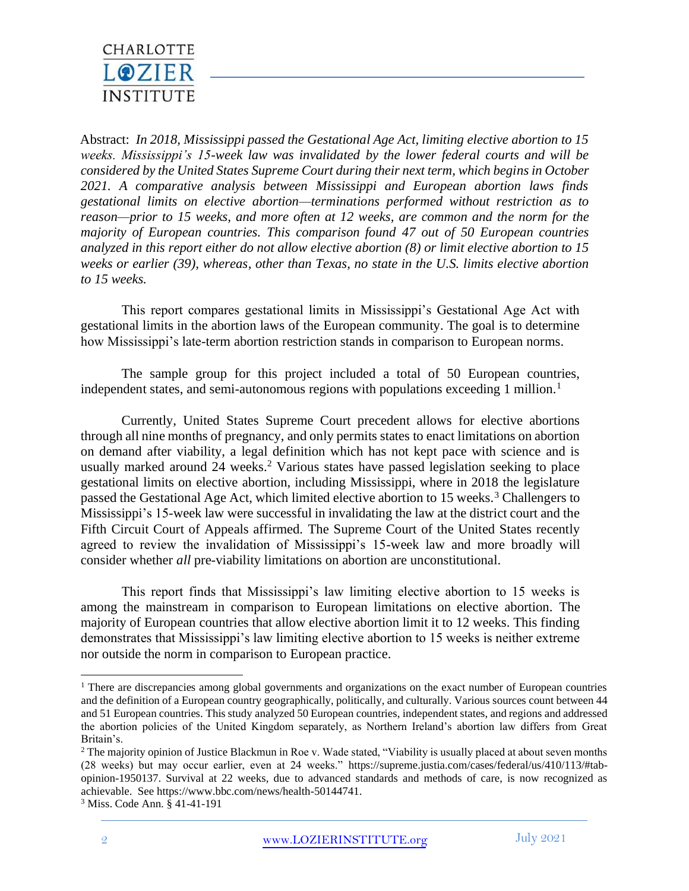Abstract: *In 2018, Mississippi passed the Gestational Age Act, limiting elective abortion to 15 weeks. Mississippi's 15-week law was invalidated by the lower federal courts and will be considered by the United States Supreme Court during their next term, which begins in October 2021. A comparative analysis between Mississippi and European abortion laws finds gestational limits on elective abortion—terminations performed without restriction as to reason—prior to 15 weeks, and more often at 12 weeks, are common and the norm for the majority of European countries. This comparison found 47 out of 50 European countries analyzed in this report either do not allow elective abortion (8) or limit elective abortion to 15 weeks or earlier (39), whereas, other than Texas, no state in the U.S. limits elective abortion to 15 weeks.*

This report compares gestational limits in Mississippi's Gestational Age Act with gestational limits in the abortion laws of the European community. The goal is to determine how Mississippi's late-term abortion restriction stands in comparison to European norms.

The sample group for this project included a total of 50 European countries, independent states, and semi-autonomous regions with populations exceeding 1 million.[1]

Currently, United States Supreme Court precedent allows for elective abortions through all nine months of pregnancy, and only permits states to enact limitations on abortion on demand after viability, a legal definition which has not kept pace with science and is usually marked around 24 weeks.[2] Various states have passed legislation seeking to place gestational limits on elective abortion, including Mississippi, where in 2018 the legislature passed the Gestational Age Act, which limited elective abortion to 15 weeks.[3] Challengers to Mississippi's 15-week law were successful in invalidating the law at the district court and the Fifth Circuit Court of Appeals affirmed. The Supreme Court of the United States recently agreed to review the invalidation of Mississippi's 15-week law and more broadly will consider whether *all* pre-viability limitations on abortion are unconstitutional.

This report finds that Mississippi's law limiting elective abortion to 15 weeks is among the mainstream in comparison to European limitations on elective abortion. The majority of European countries that allow elective abortion limit it to 12 weeks. This finding demonstrates that Mississippi's law limiting elective abortion to 15 weeks is neither extreme nor outside the norm in comparison to European practice.

---

[1] There are discrepancies among global governments and organizations on the exact number of European countries and the definition of a European country geographically, politically, and culturally. Various sources count between 44 and 51 European countries. This study analyzed 50 European countries, independent states, and regions and addressed the abortion policies of the United Kingdom separately, as Northern Ireland's abortion law differs from Great Britain's.

[2] The majority opinion of Justice Blackmun in Roe v. Wade stated, "Viability is usually placed at about seven months (28 weeks) but may occur earlier, even at 24 weeks." https://supreme.justia.com/cases/federal/us/410/113/#tab-opinion-1950137. Survival at 22 weeks, due to advanced standards and methods of care, is now recognized as achievable. See https://www.bbc.com/news/health-50144741.

[3] Miss. Code Ann. § 41-41-191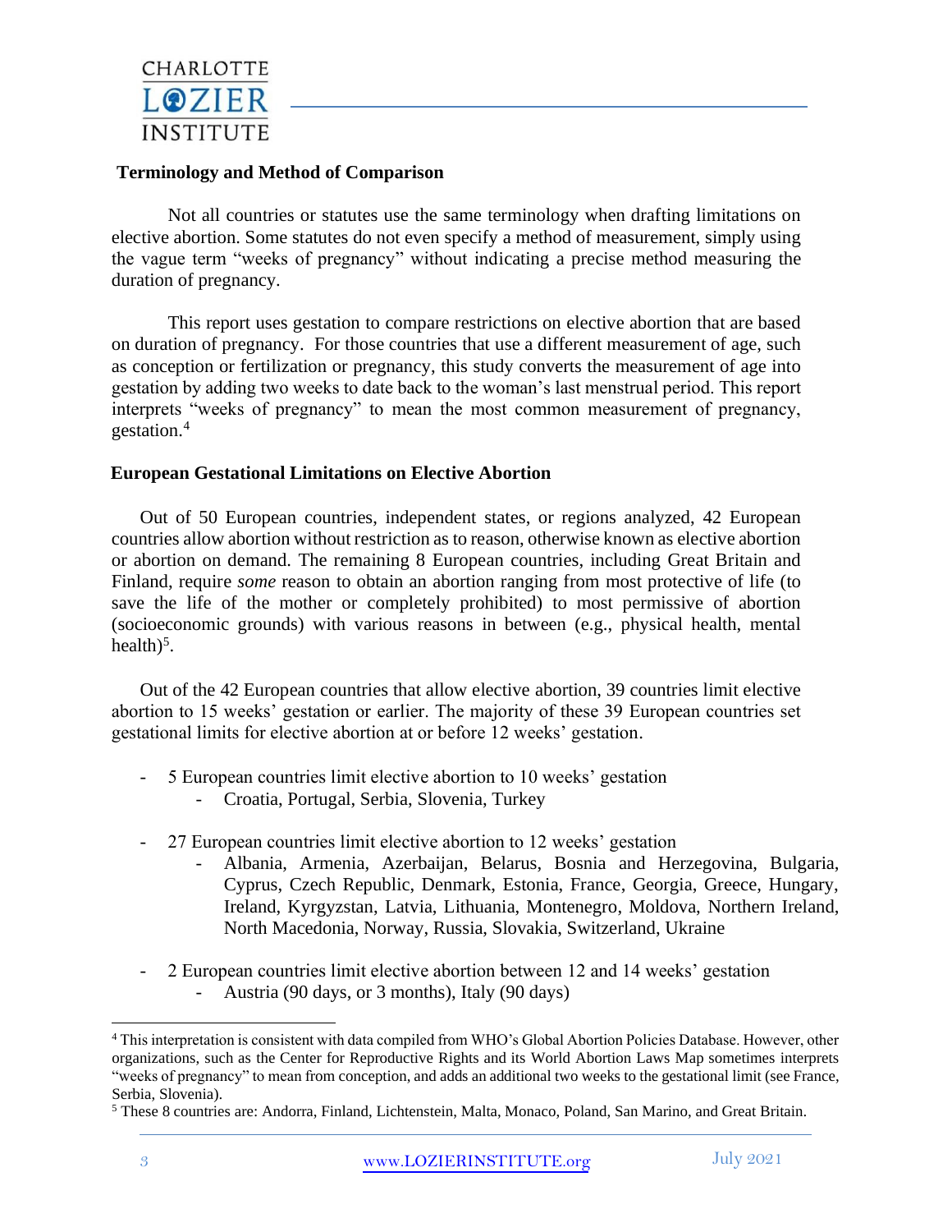### Terminology and Method of Comparison

Not all countries or statutes use the same terminology when drafting limitations on elective abortion. Some statutes do not even specify a method of measurement, simply using the vague term "weeks of pregnancy" without indicating a precise method measuring the duration of pregnancy.

This report uses gestation to compare restrictions on elective abortion that are based on duration of pregnancy. For those countries that use a different measurement of age, such as conception or fertilization or pregnancy, this study converts the measurement of age into gestation by adding two weeks to date back to the woman's last menstrual period. This report interprets "weeks of pregnancy" to mean the most common measurement of pregnancy, gestation.[4]

### European Gestational Limitations on Elective Abortion

Out of 50 European countries, independent states, or regions analyzed, 42 European countries allow abortion without restriction as to reason, otherwise known as elective abortion or abortion on demand. The remaining 8 European countries, including Great Britain and Finland, require *some* reason to obtain an abortion ranging from most protective of life (to save the life of the mother or completely prohibited) to most permissive of abortion (socioeconomic grounds) with various reasons in between (e.g., physical health, mental health)[5].

Out of the 42 European countries that allow elective abortion, 39 countries limit elective abortion to 15 weeks' gestation or earlier. The majority of these 39 European countries set gestational limits for elective abortion at or before 12 weeks' gestation.

- 5 European countries limit elective abortion to 10 weeks' gestation
  - Croatia, Portugal, Serbia, Slovenia, Turkey
- 27 European countries limit elective abortion to 12 weeks' gestation
  - Albania, Armenia, Azerbaijan, Belarus, Bosnia and Herzegovina, Bulgaria, Cyprus, Czech Republic, Denmark, Estonia, France, Georgia, Greece, Hungary, Ireland, Kyrgyzstan, Latvia, Lithuania, Montenegro, Moldova, Northern Ireland, North Macedonia, Norway, Russia, Slovakia, Switzerland, Ukraine
- 2 European countries limit elective abortion between 12 and 14 weeks' gestation
  - Austria (90 days, or 3 months), Italy (90 days)

---

[4] This interpretation is consistent with data compiled from WHO's Global Abortion Policies Database. However, other organizations, such as the Center for Reproductive Rights and its World Abortion Laws Map sometimes interprets "weeks of pregnancy" to mean from conception, and adds an additional two weeks to the gestational limit (see France, Serbia, Slovenia).

[5] These 8 countries are: Andorra, Finland, Lichtenstein, Malta, Monaco, Poland, San Marino, and Great Britain.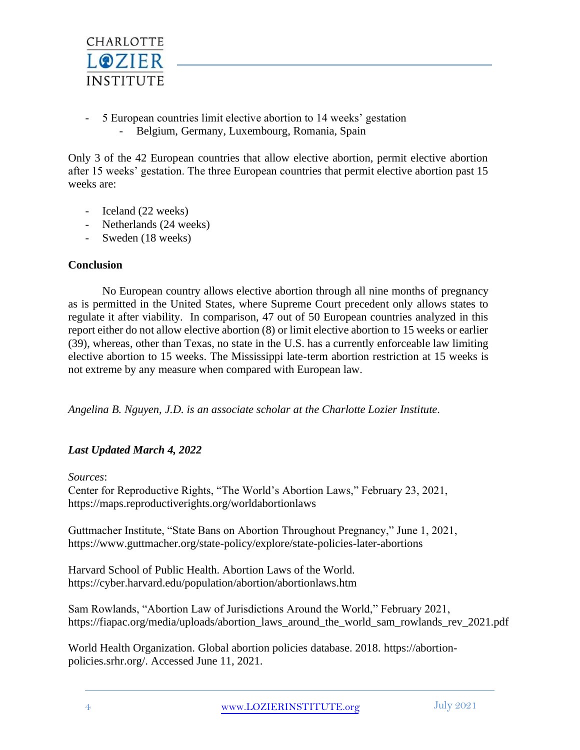- 5 European countries limit elective abortion to 14 weeks' gestation
    - Belgium, Germany, Luxembourg, Romania, Spain

Only 3 of the 42 European countries that allow elective abortion, permit elective abortion after 15 weeks' gestation. The three European countries that permit elective abortion past 15 weeks are:

- Iceland (22 weeks)
- Netherlands (24 weeks)
- Sweden (18 weeks)

**Conclusion**

No European country allows elective abortion through all nine months of pregnancy as is permitted in the United States, where Supreme Court precedent only allows states to regulate it after viability. In comparison, 47 out of 50 European countries analyzed in this report either do not allow elective abortion (8) or limit elective abortion to 15 weeks or earlier (39), whereas, other than Texas, no state in the U.S. has a currently enforceable law limiting elective abortion to 15 weeks. The Mississippi late-term abortion restriction at 15 weeks is not extreme by any measure when compared with European law.

*Angelina B. Nguyen, J.D. is an associate scholar at the Charlotte Lozier Institute.*

***Last Updated March 4, 2022***

*Sources*:

Center for Reproductive Rights, "The World's Abortion Laws," February 23, 2021, https://maps.reproductiverights.org/worldabortionlaws

Guttmacher Institute, "State Bans on Abortion Throughout Pregnancy," June 1, 2021, https://www.guttmacher.org/state-policy/explore/state-policies-later-abortions

Harvard School of Public Health. Abortion Laws of the World. https://cyber.harvard.edu/population/abortion/abortionlaws.htm

Sam Rowlands, "Abortion Law of Jurisdictions Around the World," February 2021, https://fiapac.org/media/uploads/abortion_laws_around_the_world_sam_rowlands_rev_2021.pdf

World Health Organization. Global abortion policies database. 2018. https://abortion-policies.srhr.org/. Accessed June 11, 2021.